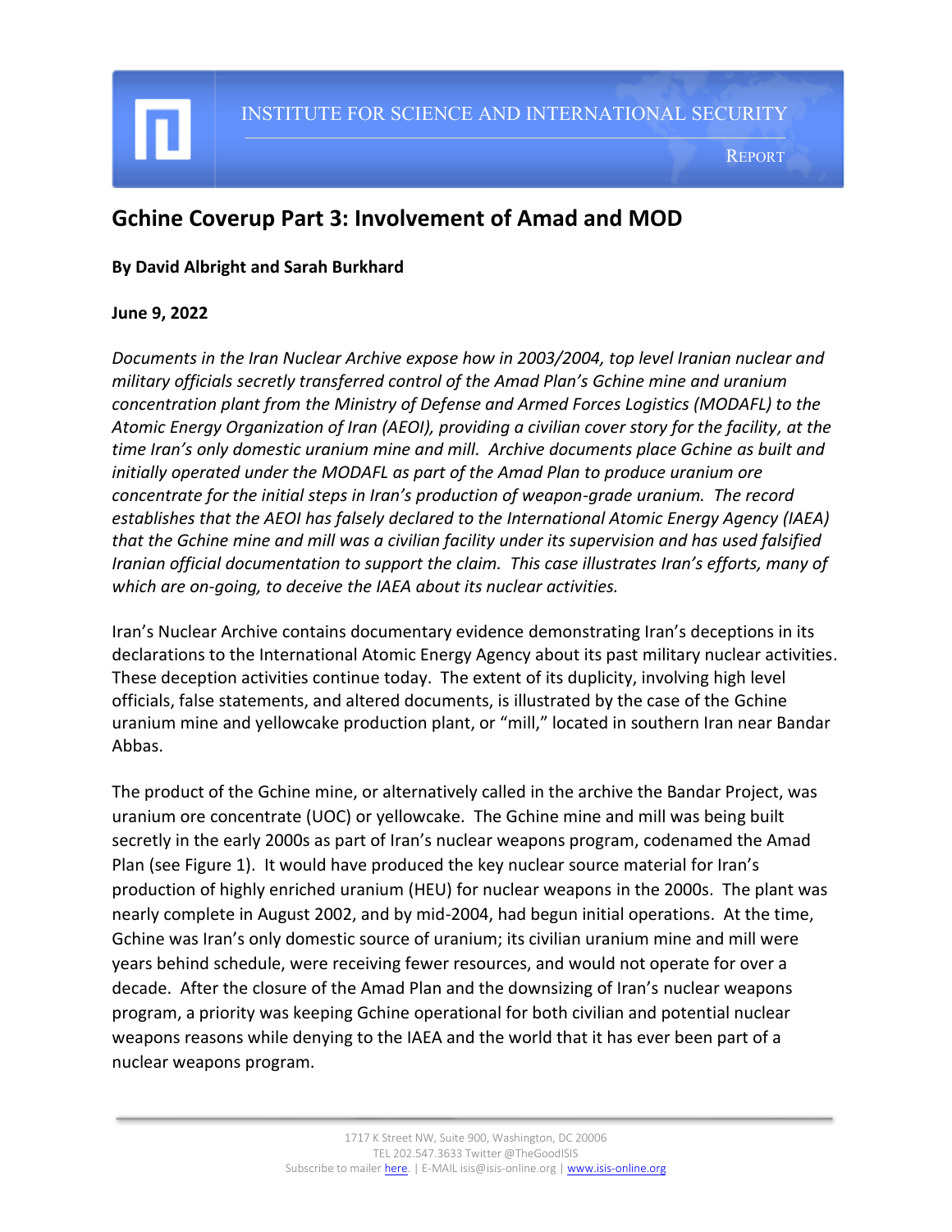INSTITUTE FOR SCIENCE AND INTERNATIONAL SECURITY

REPORT

# Gchine Coverup Part 3: Involvement of Amad and MOD

**By David Albright and Sarah Burkhard**

**June 9, 2022**

*Documents in the Iran Nuclear Archive expose how in 2003/2004, top level Iranian nuclear and military officials secretly transferred control of the Amad Plan's Gchine mine and uranium concentration plant from the Ministry of Defense and Armed Forces Logistics (MODAFL) to the Atomic Energy Organization of Iran (AEOI), providing a civilian cover story for the facility, at the time Iran's only domestic uranium mine and mill. Archive documents place Gchine as built and initially operated under the MODAFL as part of the Amad Plan to produce uranium ore concentrate for the initial steps in Iran's production of weapon-grade uranium. The record establishes that the AEOI has falsely declared to the International Atomic Energy Agency (IAEA) that the Gchine mine and mill was a civilian facility under its supervision and has used falsified Iranian official documentation to support the claim. This case illustrates Iran's efforts, many of which are on-going, to deceive the IAEA about its nuclear activities.*

Iran's Nuclear Archive contains documentary evidence demonstrating Iran's deceptions in its declarations to the International Atomic Energy Agency about its past military nuclear activities. These deception activities continue today. The extent of its duplicity, involving high level officials, false statements, and altered documents, is illustrated by the case of the Gchine uranium mine and yellowcake production plant, or "mill," located in southern Iran near Bandar Abbas.

The product of the Gchine mine, or alternatively called in the archive the Bandar Project, was uranium ore concentrate (UOC) or yellowcake. The Gchine mine and mill was being built secretly in the early 2000s as part of Iran's nuclear weapons program, codenamed the Amad Plan (see Figure 1). It would have produced the key nuclear source material for Iran's production of highly enriched uranium (HEU) for nuclear weapons in the 2000s. The plant was nearly complete in August 2002, and by mid-2004, had begun initial operations. At the time, Gchine was Iran's only domestic source of uranium; its civilian uranium mine and mill were years behind schedule, were receiving fewer resources, and would not operate for over a decade. After the closure of the Amad Plan and the downsizing of Iran's nuclear weapons program, a priority was keeping Gchine operational for both civilian and potential nuclear weapons reasons while denying to the IAEA and the world that it has ever been part of a nuclear weapons program.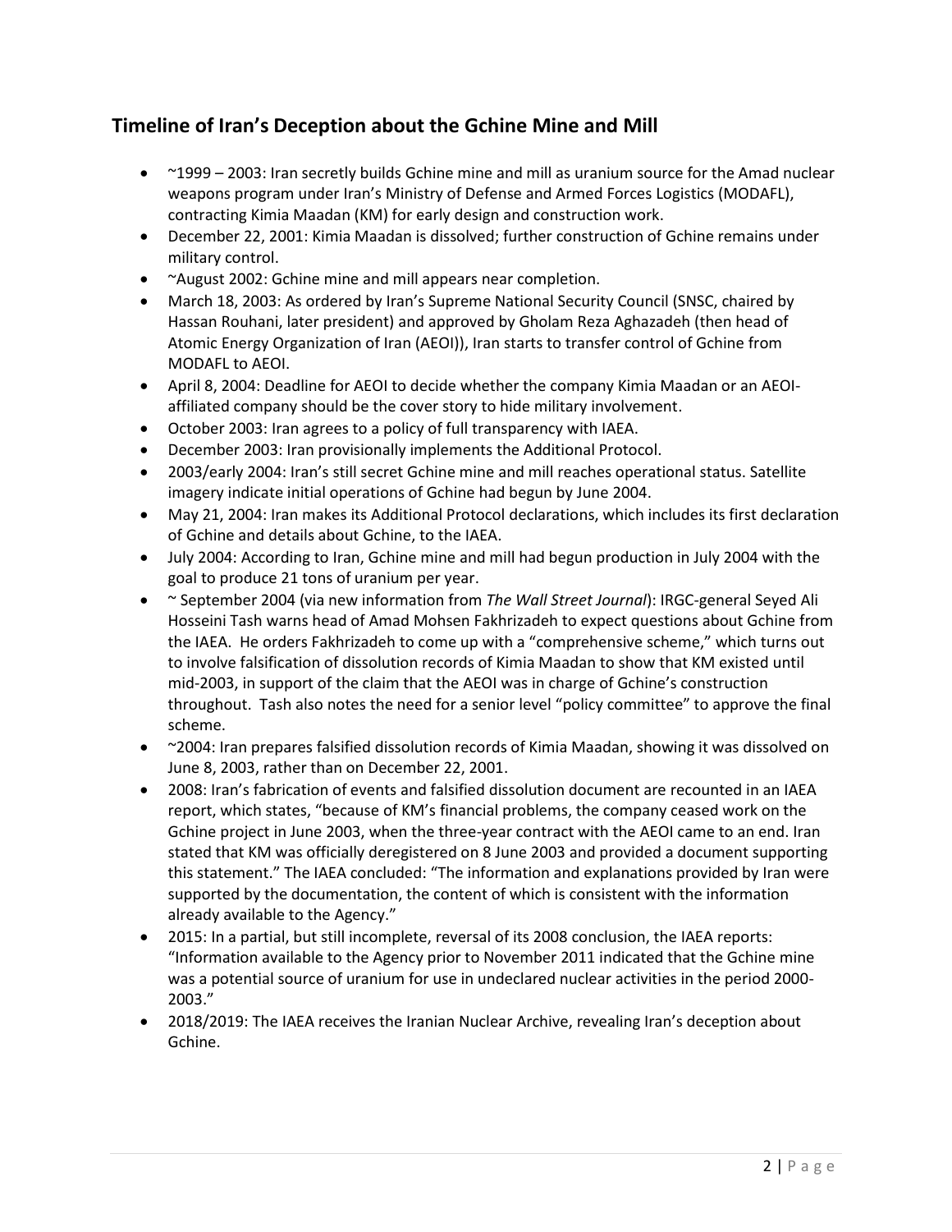## Timeline of Iran's Deception about the Gchine Mine and Mill

- ~1999 – 2003: Iran secretly builds Gchine mine and mill as uranium source for the Amad nuclear weapons program under Iran's Ministry of Defense and Armed Forces Logistics (MODAFL), contracting Kimia Maadan (KM) for early design and construction work.
- December 22, 2001: Kimia Maadan is dissolved; further construction of Gchine remains under military control.
- ~August 2002: Gchine mine and mill appears near completion.
- March 18, 2003: As ordered by Iran's Supreme National Security Council (SNSC, chaired by Hassan Rouhani, later president) and approved by Gholam Reza Aghazadeh (then head of Atomic Energy Organization of Iran (AEOI)), Iran starts to transfer control of Gchine from MODAFL to AEOI.
- April 8, 2004: Deadline for AEOI to decide whether the company Kimia Maadan or an AEOI-affiliated company should be the cover story to hide military involvement.
- October 2003: Iran agrees to a policy of full transparency with IAEA.
- December 2003: Iran provisionally implements the Additional Protocol.
- 2003/early 2004: Iran's still secret Gchine mine and mill reaches operational status. Satellite imagery indicate initial operations of Gchine had begun by June 2004.
- May 21, 2004: Iran makes its Additional Protocol declarations, which includes its first declaration of Gchine and details about Gchine, to the IAEA.
- July 2004: According to Iran, Gchine mine and mill had begun production in July 2004 with the goal to produce 21 tons of uranium per year.
- ~ September 2004 (via new information from *The Wall Street Journal*): IRGC-general Seyed Ali Hosseini Tash warns head of Amad Mohsen Fakhrizadeh to expect questions about Gchine from the IAEA. He orders Fakhrizadeh to come up with a "comprehensive scheme," which turns out to involve falsification of dissolution records of Kimia Maadan to show that KM existed until mid-2003, in support of the claim that the AEOI was in charge of Gchine's construction throughout. Tash also notes the need for a senior level "policy committee" to approve the final scheme.
- ~2004: Iran prepares falsified dissolution records of Kimia Maadan, showing it was dissolved on June 8, 2003, rather than on December 22, 2001.
- 2008: Iran's fabrication of events and falsified dissolution document are recounted in an IAEA report, which states, "because of KM's financial problems, the company ceased work on the Gchine project in June 2003, when the three-year contract with the AEOI came to an end. Iran stated that KM was officially deregistered on 8 June 2003 and provided a document supporting this statement." The IAEA concluded: "The information and explanations provided by Iran were supported by the documentation, the content of which is consistent with the information already available to the Agency."
- 2015: In a partial, but still incomplete, reversal of its 2008 conclusion, the IAEA reports: "Information available to the Agency prior to November 2011 indicated that the Gchine mine was a potential source of uranium for use in undeclared nuclear activities in the period 2000-2003."
- 2018/2019: The IAEA receives the Iranian Nuclear Archive, revealing Iran's deception about Gchine.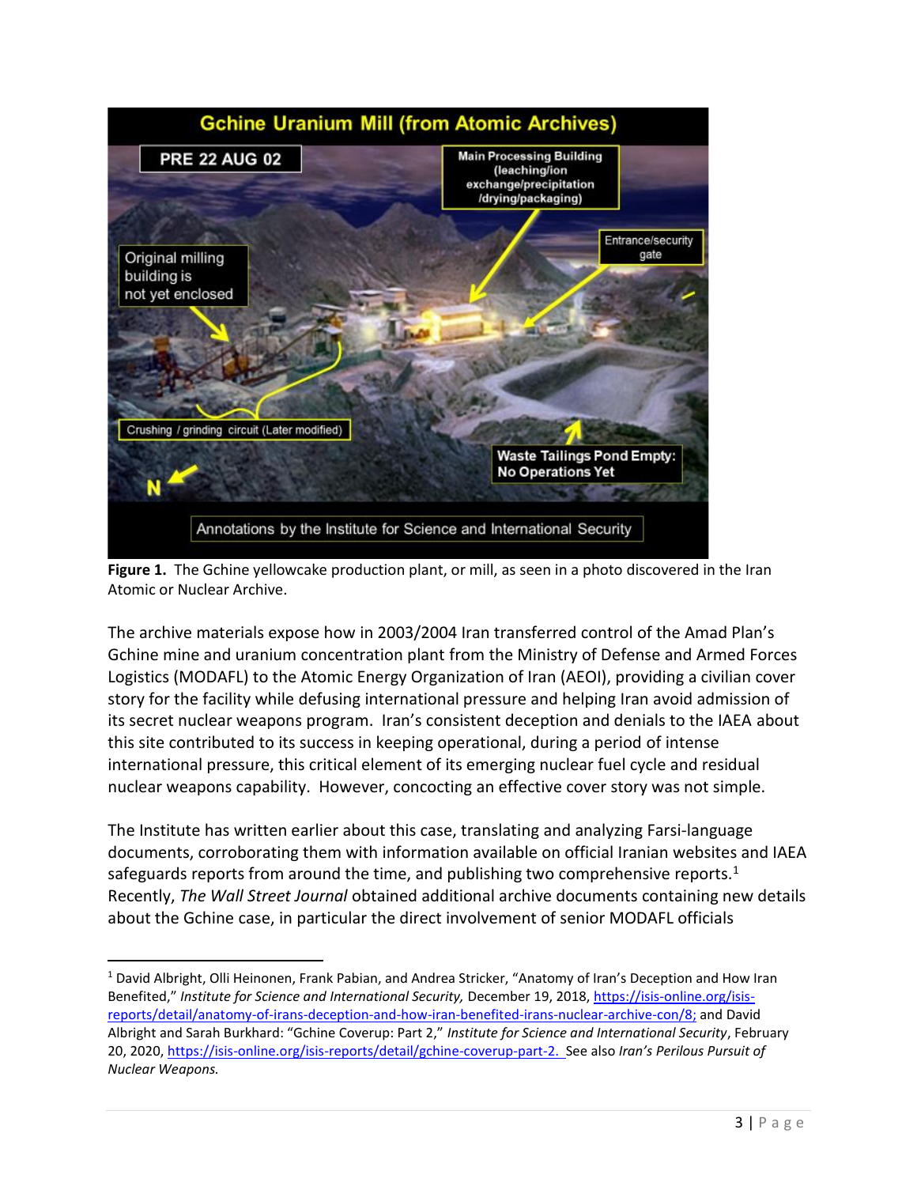**Figure 1.** The Gchine yellowcake production plant, or mill, as seen in a photo discovered in the Iran Atomic or Nuclear Archive.

The archive materials expose how in 2003/2004 Iran transferred control of the Amad Plan's Gchine mine and uranium concentration plant from the Ministry of Defense and Armed Forces Logistics (MODAFL) to the Atomic Energy Organization of Iran (AEOI), providing a civilian cover story for the facility while defusing international pressure and helping Iran avoid admission of its secret nuclear weapons program. Iran's consistent deception and denials to the IAEA about this site contributed to its success in keeping operational, during a period of intense international pressure, this critical element of its emerging nuclear fuel cycle and residual nuclear weapons capability. However, concocting an effective cover story was not simple.

The Institute has written earlier about this case, translating and analyzing Farsi-language documents, corroborating them with information available on official Iranian websites and IAEA safeguards reports from around the time, and publishing two comprehensive reports.[1] Recently, *The Wall Street Journal* obtained additional archive documents containing new details about the Gchine case, in particular the direct involvement of senior MODAFL officials

[1] David Albright, Olli Heinonen, Frank Pabian, and Andrea Stricker, "Anatomy of Iran's Deception and How Iran Benefited," *Institute for Science and International Security,* December 19, 2018, https://isis-online.org/isis-reports/detail/anatomy-of-irans-deception-and-how-iran-benefited-irans-nuclear-archive-con/8; and David Albright and Sarah Burkhard: "Gchine Coverup: Part 2," *Institute for Science and International Security*, February 20, 2020, https://isis-online.org/isis-reports/detail/gchine-coverup-part-2. See also *Iran's Perilous Pursuit of Nuclear Weapons.*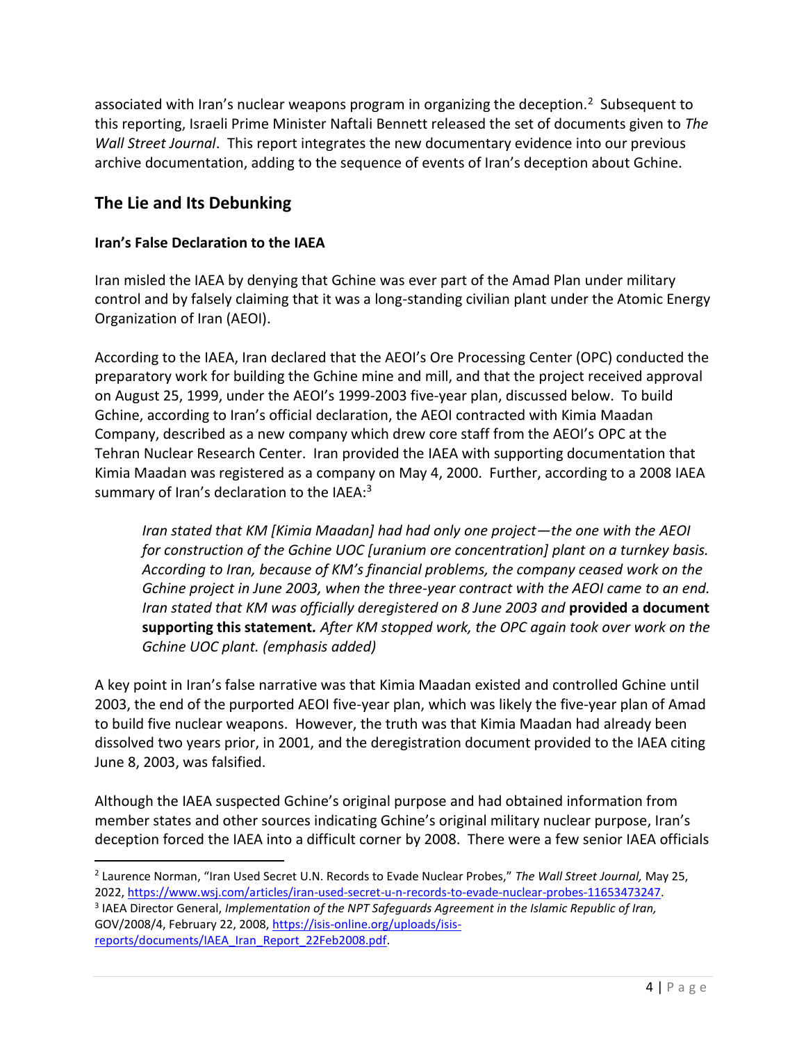associated with Iran's nuclear weapons program in organizing the deception.[2] Subsequent to this reporting, Israeli Prime Minister Naftali Bennett released the set of documents given to *The Wall Street Journal*. This report integrates the new documentary evidence into our previous archive documentation, adding to the sequence of events of Iran's deception about Gchine.

## The Lie and Its Debunking

### Iran's False Declaration to the IAEA

Iran misled the IAEA by denying that Gchine was ever part of the Amad Plan under military control and by falsely claiming that it was a long-standing civilian plant under the Atomic Energy Organization of Iran (AEOI).

According to the IAEA, Iran declared that the AEOI's Ore Processing Center (OPC) conducted the preparatory work for building the Gchine mine and mill, and that the project received approval on August 25, 1999, under the AEOI's 1999-2003 five-year plan, discussed below. To build Gchine, according to Iran's official declaration, the AEOI contracted with Kimia Maadan Company, described as a new company which drew core staff from the AEOI's OPC at the Tehran Nuclear Research Center. Iran provided the IAEA with supporting documentation that Kimia Maadan was registered as a company on May 4, 2000. Further, according to a 2008 IAEA summary of Iran's declaration to the IAEA:[3]

> *Iran stated that KM [Kimia Maadan] had had only one project—the one with the AEOI for construction of the Gchine UOC [uranium ore concentration] plant on a turnkey basis. According to Iran, because of KM's financial problems, the company ceased work on the Gchine project in June 2003, when the three-year contract with the AEOI came to an end. Iran stated that KM was officially deregistered on 8 June 2003 and* **provided a document supporting this statement.** *After KM stopped work, the OPC again took over work on the Gchine UOC plant. (emphasis added)*

A key point in Iran's false narrative was that Kimia Maadan existed and controlled Gchine until 2003, the end of the purported AEOI five-year plan, which was likely the five-year plan of Amad to build five nuclear weapons. However, the truth was that Kimia Maadan had already been dissolved two years prior, in 2001, and the deregistration document provided to the IAEA citing June 8, 2003, was falsified.

Although the IAEA suspected Gchine's original purpose and had obtained information from member states and other sources indicating Gchine's original military nuclear purpose, Iran's deception forced the IAEA into a difficult corner by 2008. There were a few senior IAEA officials

---

[2] Laurence Norman, "Iran Used Secret U.N. Records to Evade Nuclear Probes," *The Wall Street Journal,* May 25, 2022, https://www.wsj.com/articles/iran-used-secret-u-n-records-to-evade-nuclear-probes-11653473247.

[3] IAEA Director General, *Implementation of the NPT Safeguards Agreement in the Islamic Republic of Iran,* GOV/2008/4, February 22, 2008, https://isis-online.org/uploads/isis-reports/documents/IAEA_Iran_Report_22Feb2008.pdf.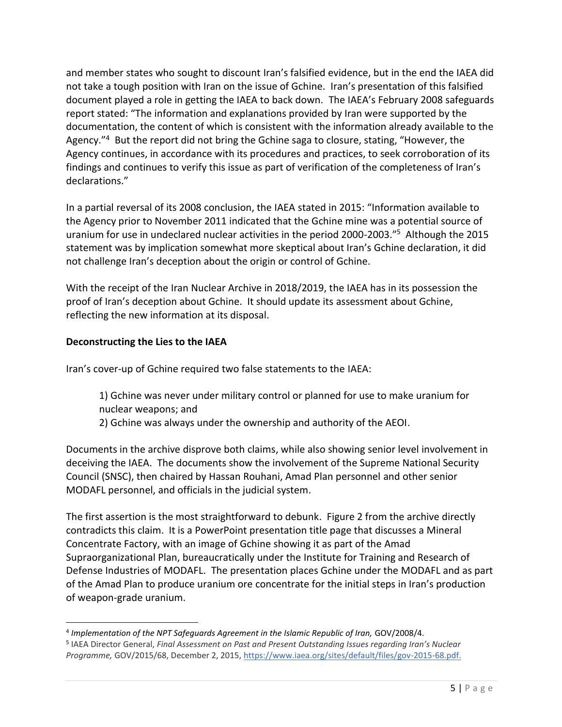and member states who sought to discount Iran's falsified evidence, but in the end the IAEA did not take a tough position with Iran on the issue of Gchine. Iran's presentation of this falsified document played a role in getting the IAEA to back down. The IAEA's February 2008 safeguards report stated: "The information and explanations provided by Iran were supported by the documentation, the content of which is consistent with the information already available to the Agency."[4] But the report did not bring the Gchine saga to closure, stating, "However, the Agency continues, in accordance with its procedures and practices, to seek corroboration of its findings and continues to verify this issue as part of verification of the completeness of Iran's declarations."

In a partial reversal of its 2008 conclusion, the IAEA stated in 2015: "Information available to the Agency prior to November 2011 indicated that the Gchine mine was a potential source of uranium for use in undeclared nuclear activities in the period 2000-2003."[5] Although the 2015 statement was by implication somewhat more skeptical about Iran's Gchine declaration, it did not challenge Iran's deception about the origin or control of Gchine.

With the receipt of the Iran Nuclear Archive in 2018/2019, the IAEA has in its possession the proof of Iran's deception about Gchine. It should update its assessment about Gchine, reflecting the new information at its disposal.

**Deconstructing the Lies to the IAEA**

Iran's cover-up of Gchine required two false statements to the IAEA:

1) Gchine was never under military control or planned for use to make uranium for nuclear weapons; and
2) Gchine was always under the ownership and authority of the AEOI.

Documents in the archive disprove both claims, while also showing senior level involvement in deceiving the IAEA. The documents show the involvement of the Supreme National Security Council (SNSC), then chaired by Hassan Rouhani, Amad Plan personnel and other senior MODAFL personnel, and officials in the judicial system.

The first assertion is the most straightforward to debunk. Figure 2 from the archive directly contradicts this claim. It is a PowerPoint presentation title page that discusses a Mineral Concentrate Factory, with an image of Gchine showing it as part of the Amad Supraorganizational Plan, bureaucratically under the Institute for Training and Research of Defense Industries of MODAFL. The presentation places Gchine under the MODAFL and as part of the Amad Plan to produce uranium ore concentrate for the initial steps in Iran's production of weapon-grade uranium.

---

[4] *Implementation of the NPT Safeguards Agreement in the Islamic Republic of Iran,* GOV/2008/4.

[5] IAEA Director General, *Final Assessment on Past and Present Outstanding Issues regarding Iran's Nuclear Programme,* GOV/2015/68, December 2, 2015, https://www.iaea.org/sites/default/files/gov-2015-68.pdf.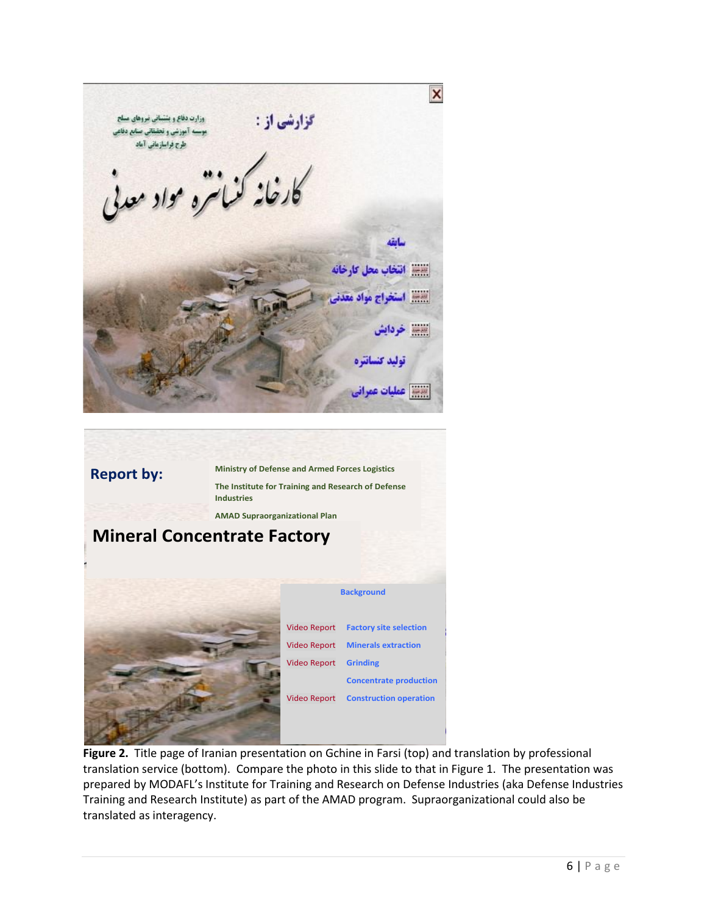وزارت دفاع و پشتیبانی نیروهای مسلح
موسسه آموزشی و تحقیقاتی صنایع دفاعی
طرح فراسازمانی آماد

گزارشی از :

کارخانه کنسانتره مواد معدنی

سابقه
انتخاب محل کارخانه
استخراج مواد معدنی
خردایش
تولید کنسانتره
عملیات عمرانی

**Report by:**

Ministry of Defense and Armed Forces Logistics

The Institute for Training and Research of Defense Industries

AMAD Supraorganizational Plan

**Mineral Concentrate Factory**

Background

| | |
|---|---|
| Video Report | Factory site selection |
| Video Report | Minerals extraction |
| Video Report | Grinding |
| | Concentrate production |
| Video Report | Construction operation |

**Figure 2.** Title page of Iranian presentation on Gchine in Farsi (top) and translation by professional translation service (bottom). Compare the photo in this slide to that in Figure 1. The presentation was prepared by MODAFL's Institute for Training and Research on Defense Industries (aka Defense Industries Training and Research Institute) as part of the AMAD program. Supraorganizational could also be translated as interagency.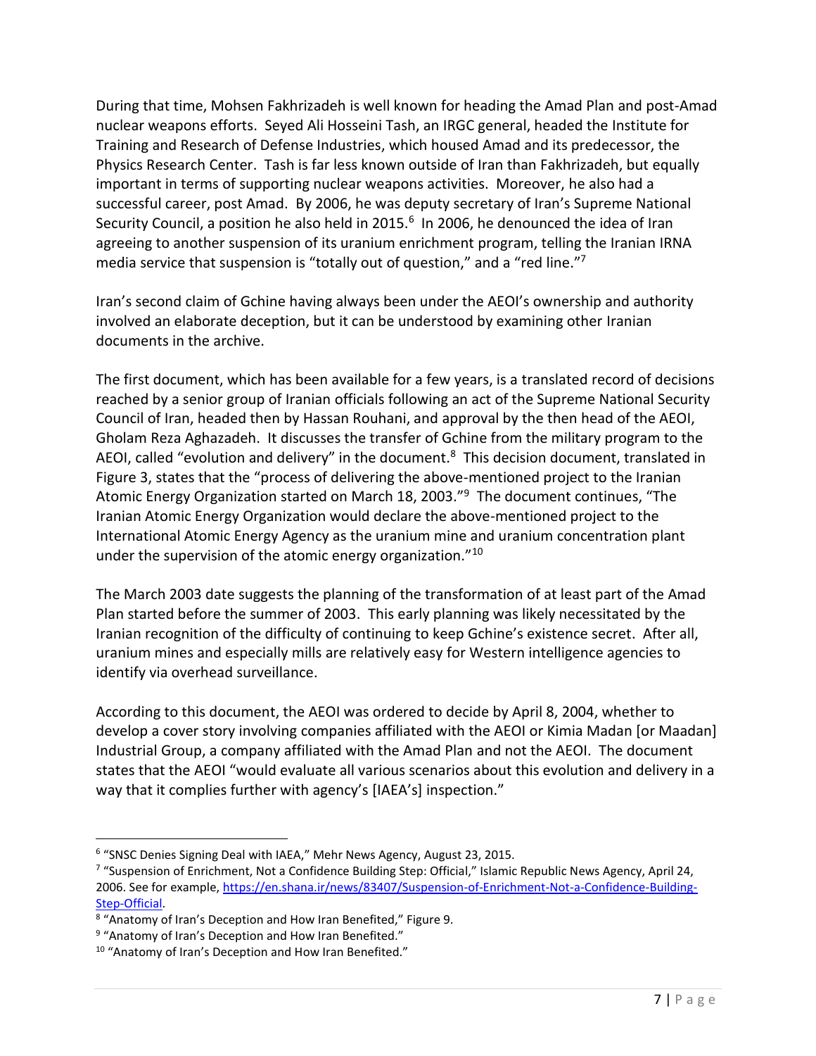During that time, Mohsen Fakhrizadeh is well known for heading the Amad Plan and post-Amad nuclear weapons efforts. Seyed Ali Hosseini Tash, an IRGC general, headed the Institute for Training and Research of Defense Industries, which housed Amad and its predecessor, the Physics Research Center. Tash is far less known outside of Iran than Fakhrizadeh, but equally important in terms of supporting nuclear weapons activities. Moreover, he also had a successful career, post Amad. By 2006, he was deputy secretary of Iran's Supreme National Security Council, a position he also held in 2015.[6] In 2006, he denounced the idea of Iran agreeing to another suspension of its uranium enrichment program, telling the Iranian IRNA media service that suspension is "totally out of question," and a "red line."[7]

Iran's second claim of Gchine having always been under the AEOI's ownership and authority involved an elaborate deception, but it can be understood by examining other Iranian documents in the archive.

The first document, which has been available for a few years, is a translated record of decisions reached by a senior group of Iranian officials following an act of the Supreme National Security Council of Iran, headed then by Hassan Rouhani, and approval by the then head of the AEOI, Gholam Reza Aghazadeh. It discusses the transfer of Gchine from the military program to the AEOI, called "evolution and delivery" in the document.[8] This decision document, translated in Figure 3, states that the "process of delivering the above-mentioned project to the Iranian Atomic Energy Organization started on March 18, 2003."[9] The document continues, "The Iranian Atomic Energy Organization would declare the above-mentioned project to the International Atomic Energy Agency as the uranium mine and uranium concentration plant under the supervision of the atomic energy organization."[10]

The March 2003 date suggests the planning of the transformation of at least part of the Amad Plan started before the summer of 2003. This early planning was likely necessitated by the Iranian recognition of the difficulty of continuing to keep Gchine's existence secret. After all, uranium mines and especially mills are relatively easy for Western intelligence agencies to identify via overhead surveillance.

According to this document, the AEOI was ordered to decide by April 8, 2004, whether to develop a cover story involving companies affiliated with the AEOI or Kimia Madan [or Maadan] Industrial Group, a company affiliated with the Amad Plan and not the AEOI. The document states that the AEOI "would evaluate all various scenarios about this evolution and delivery in a way that it complies further with agency's [IAEA's] inspection."

---

[6] "SNSC Denies Signing Deal with IAEA," Mehr News Agency, August 23, 2015.

[7] "Suspension of Enrichment, Not a Confidence Building Step: Official," Islamic Republic News Agency, April 24, 2006. See for example, https://en.shana.ir/news/83407/Suspension-of-Enrichment-Not-a-Confidence-Building-Step-Official.

[8] "Anatomy of Iran's Deception and How Iran Benefited," Figure 9.

[9] "Anatomy of Iran's Deception and How Iran Benefited."

[10] "Anatomy of Iran's Deception and How Iran Benefited."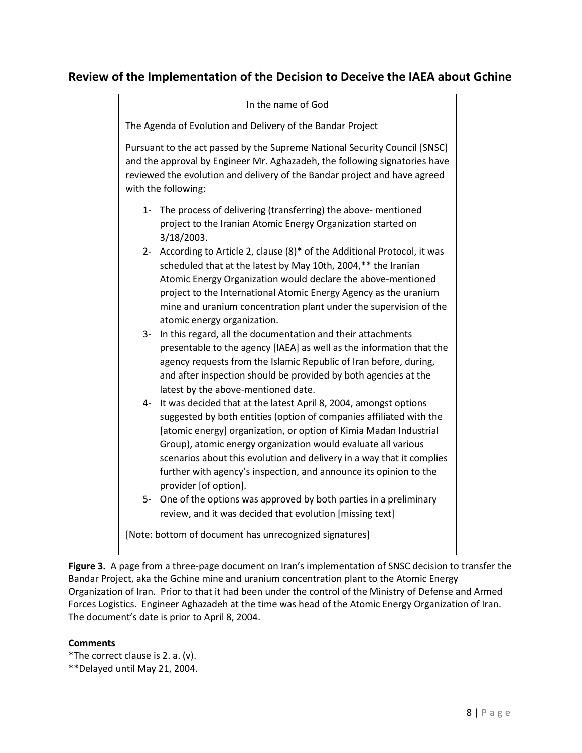## Review of the Implementation of the Decision to Deceive the IAEA about Gchine

In the name of God

The Agenda of Evolution and Delivery of the Bandar Project

Pursuant to the act passed by the Supreme National Security Council [SNSC] and the approval by Engineer Mr. Aghazadeh, the following signatories have reviewed the evolution and delivery of the Bandar project and have agreed with the following:

1- The process of delivering (transferring) the above- mentioned project to the Iranian Atomic Energy Organization started on 3/18/2003.
2- According to Article 2, clause (8)* of the Additional Protocol, it was scheduled that at the latest by May 10th, 2004,** the Iranian Atomic Energy Organization would declare the above-mentioned project to the International Atomic Energy Agency as the uranium mine and uranium concentration plant under the supervision of the atomic energy organization.
3- In this regard, all the documentation and their attachments presentable to the agency [IAEA] as well as the information that the agency requests from the Islamic Republic of Iran before, during, and after inspection should be provided by both agencies at the latest by the above-mentioned date.
4- It was decided that at the latest April 8, 2004, amongst options suggested by both entities (option of companies affiliated with the [atomic energy] organization, or option of Kimia Madan Industrial Group), atomic energy organization would evaluate all various scenarios about this evolution and delivery in a way that it complies further with agency's inspection, and announce its opinion to the provider [of option].
5- One of the options was approved by both parties in a preliminary review, and it was decided that evolution [missing text]

[Note: bottom of document has unrecognized signatures]

**Figure 3.** A page from a three-page document on Iran's implementation of SNSC decision to transfer the Bandar Project, aka the Gchine mine and uranium concentration plant to the Atomic Energy Organization of Iran. Prior to that it had been under the control of the Ministry of Defense and Armed Forces Logistics. Engineer Aghazadeh at the time was head of the Atomic Energy Organization of Iran. The document's date is prior to April 8, 2004.

**Comments**

*The correct clause is 2. a. (v).

**Delayed until May 21, 2004.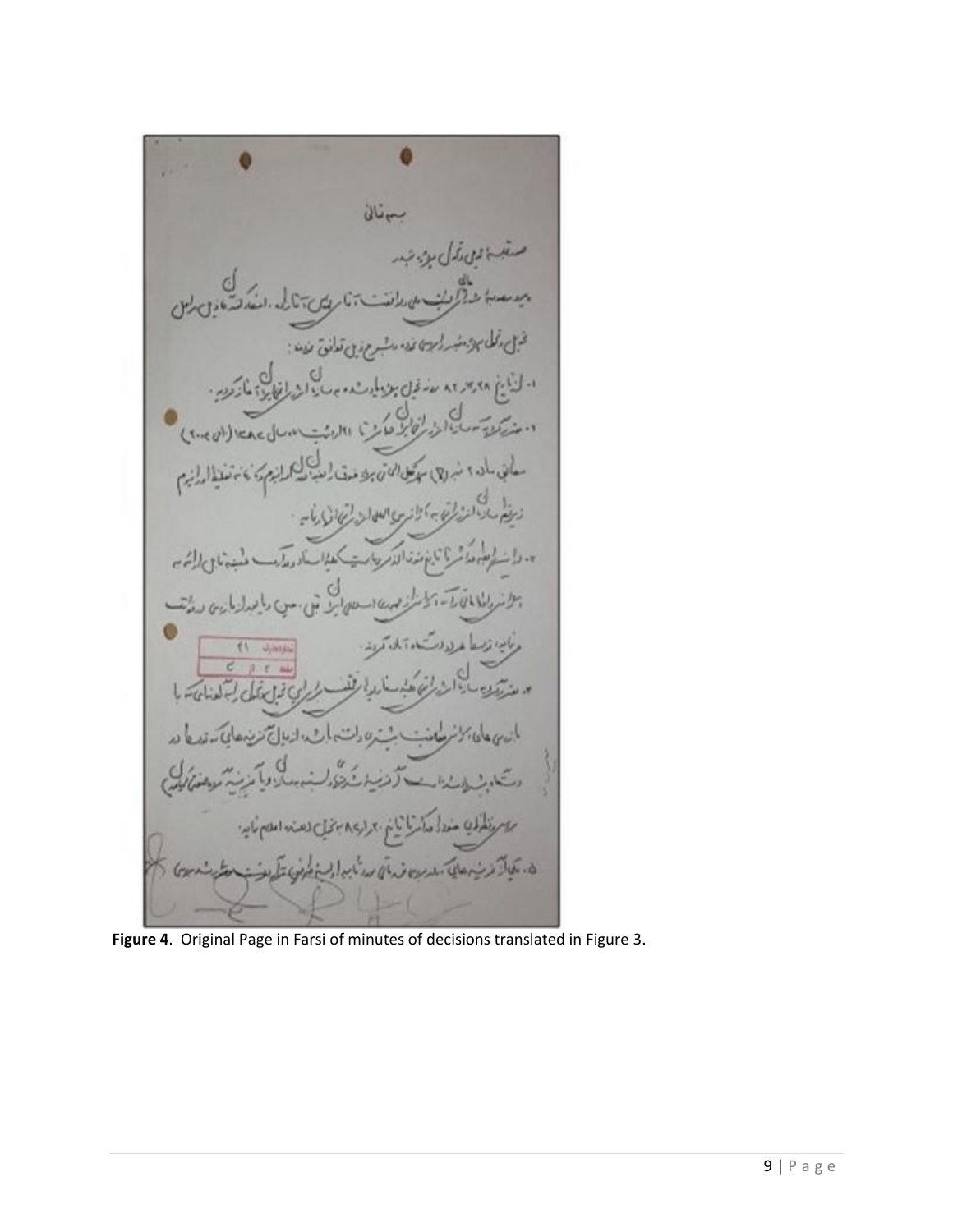**Figure 4**. Original Page in Farsi of minutes of decisions translated in Figure 3.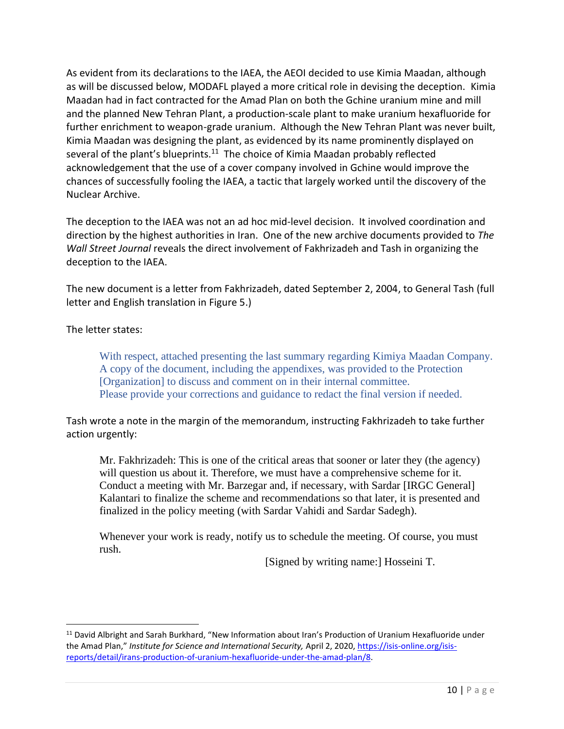As evident from its declarations to the IAEA, the AEOI decided to use Kimia Maadan, although as will be discussed below, MODAFL played a more critical role in devising the deception. Kimia Maadan had in fact contracted for the Amad Plan on both the Gchine uranium mine and mill and the planned New Tehran Plant, a production-scale plant to make uranium hexafluoride for further enrichment to weapon-grade uranium. Although the New Tehran Plant was never built, Kimia Maadan was designing the plant, as evidenced by its name prominently displayed on several of the plant's blueprints.[11] The choice of Kimia Maadan probably reflected acknowledgement that the use of a cover company involved in Gchine would improve the chances of successfully fooling the IAEA, a tactic that largely worked until the discovery of the Nuclear Archive.

The deception to the IAEA was not an ad hoc mid-level decision. It involved coordination and direction by the highest authorities in Iran. One of the new archive documents provided to *The Wall Street Journal* reveals the direct involvement of Fakhrizadeh and Tash in organizing the deception to the IAEA.

The new document is a letter from Fakhrizadeh, dated September 2, 2004, to General Tash (full letter and English translation in Figure 5.)

The letter states:

> With respect, attached presenting the last summary regarding Kimiya Maadan Company.
> A copy of the document, including the appendixes, was provided to the Protection [Organization] to discuss and comment on in their internal committee.
> Please provide your corrections and guidance to redact the final version if needed.

Tash wrote a note in the margin of the memorandum, instructing Fakhrizadeh to take further action urgently:

> Mr. Fakhrizadeh: This is one of the critical areas that sooner or later they (the agency) will question us about it. Therefore, we must have a comprehensive scheme for it. Conduct a meeting with Mr. Barzegar and, if necessary, with Sardar [IRGC General] Kalantari to finalize the scheme and recommendations so that later, it is presented and finalized in the policy meeting (with Sardar Vahidi and Sardar Sadegh).
>
> Whenever your work is ready, notify us to schedule the meeting. Of course, you must rush.
>
> [Signed by writing name:] Hosseini T.

---

[11] David Albright and Sarah Burkhard, "New Information about Iran's Production of Uranium Hexafluoride under the Amad Plan," *Institute for Science and International Security,* April 2, 2020, https://isis-online.org/isis-reports/detail/irans-production-of-uranium-hexafluoride-under-the-amad-plan/8.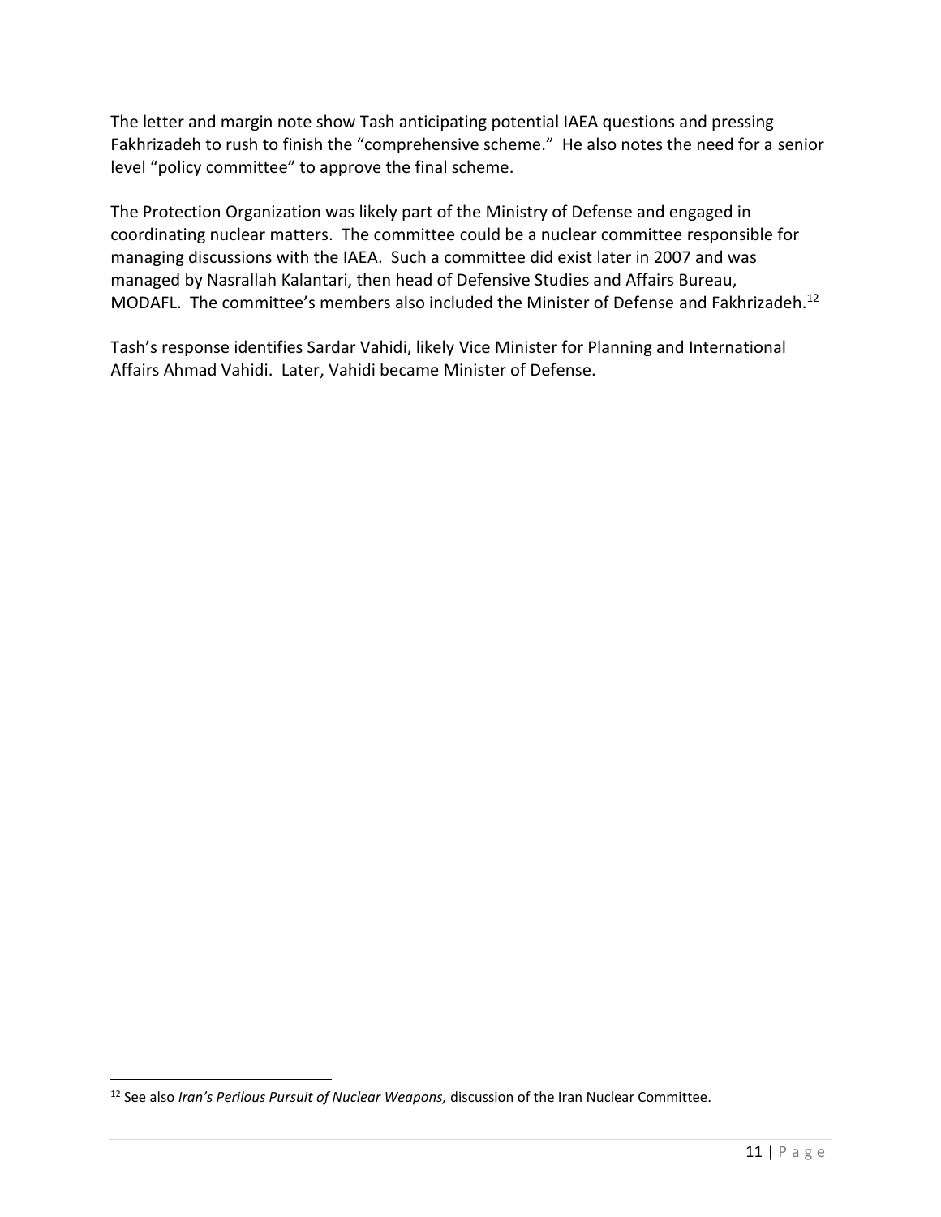The letter and margin note show Tash anticipating potential IAEA questions and pressing Fakhrizadeh to rush to finish the "comprehensive scheme." He also notes the need for a senior level "policy committee" to approve the final scheme.

The Protection Organization was likely part of the Ministry of Defense and engaged in coordinating nuclear matters. The committee could be a nuclear committee responsible for managing discussions with the IAEA. Such a committee did exist later in 2007 and was managed by Nasrallah Kalantari, then head of Defensive Studies and Affairs Bureau, MODAFL. The committee's members also included the Minister of Defense and Fakhrizadeh.[12]

Tash's response identifies Sardar Vahidi, likely Vice Minister for Planning and International Affairs Ahmad Vahidi. Later, Vahidi became Minister of Defense.

---

[12] See also *Iran's Perilous Pursuit of Nuclear Weapons,* discussion of the Iran Nuclear Committee.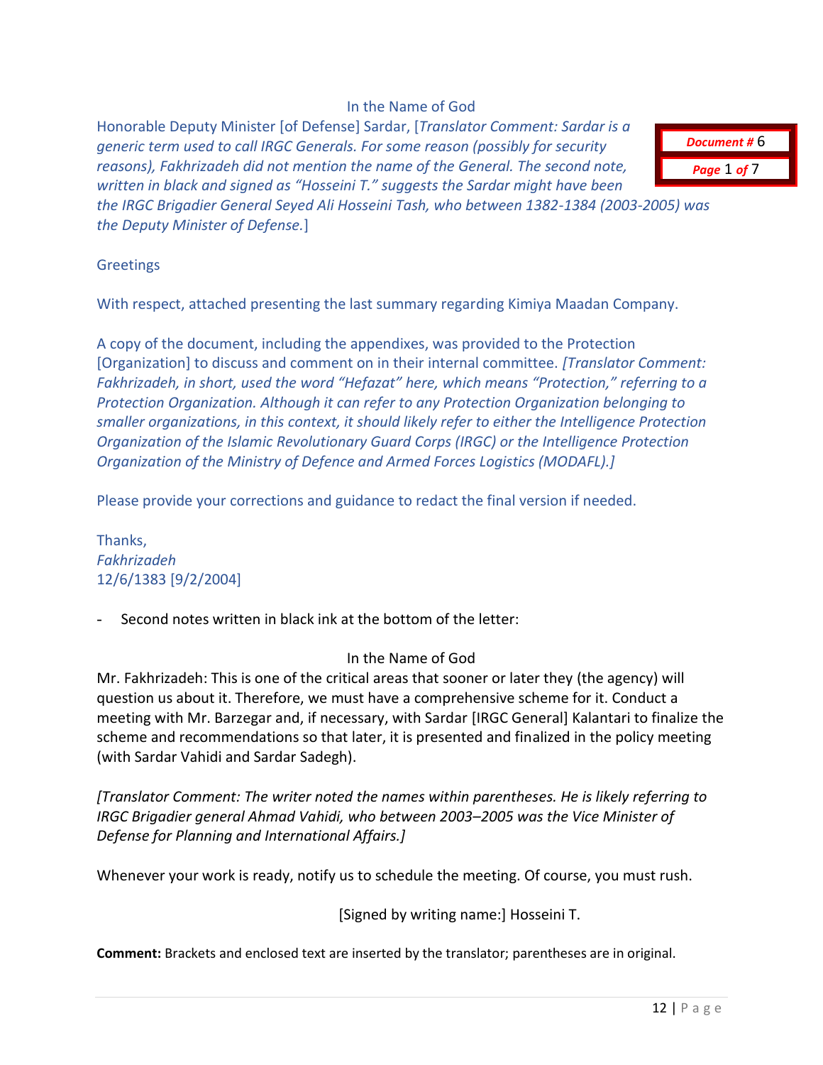Document # 6

Page 1 of 7

In the Name of God

Honorable Deputy Minister [of Defense] Sardar, [*Translator Comment: Sardar is a generic term used to call IRGC Generals. For some reason (possibly for security reasons), Fakhrizadeh did not mention the name of the General. The second note, written in black and signed as "Hosseini T." suggests the Sardar might have been the IRGC Brigadier General Seyed Ali Hosseini Tash, who between 1382-1384 (2003-2005) was the Deputy Minister of Defense.*]

Greetings

With respect, attached presenting the last summary regarding Kimiya Maadan Company.

A copy of the document, including the appendixes, was provided to the Protection [Organization] to discuss and comment on in their internal committee. *[Translator Comment: Fakhrizadeh, in short, used the word "Hefazat" here, which means "Protection," referring to a Protection Organization. Although it can refer to any Protection Organization belonging to smaller organizations, in this context, it should likely refer to either the Intelligence Protection Organization of the Islamic Revolutionary Guard Corps (IRGC) or the Intelligence Protection Organization of the Ministry of Defence and Armed Forces Logistics (MODAFL).]*

Please provide your corrections and guidance to redact the final version if needed.

Thanks,
*Fakhrizadeh*
12/6/1383 [9/2/2004]

- Second notes written in black ink at the bottom of the letter:

In the Name of God

Mr. Fakhrizadeh: This is one of the critical areas that sooner or later they (the agency) will question us about it. Therefore, we must have a comprehensive scheme for it. Conduct a meeting with Mr. Barzegar and, if necessary, with Sardar [IRGC General] Kalantari to finalize the scheme and recommendations so that later, it is presented and finalized in the policy meeting (with Sardar Vahidi and Sardar Sadegh).

*[Translator Comment: The writer noted the names within parentheses. He is likely referring to IRGC Brigadier general Ahmad Vahidi, who between 2003–2005 was the Vice Minister of Defense for Planning and International Affairs.]*

Whenever your work is ready, notify us to schedule the meeting. Of course, you must rush.

[Signed by writing name:] Hosseini T.

**Comment:** Brackets and enclosed text are inserted by the translator; parentheses are in original.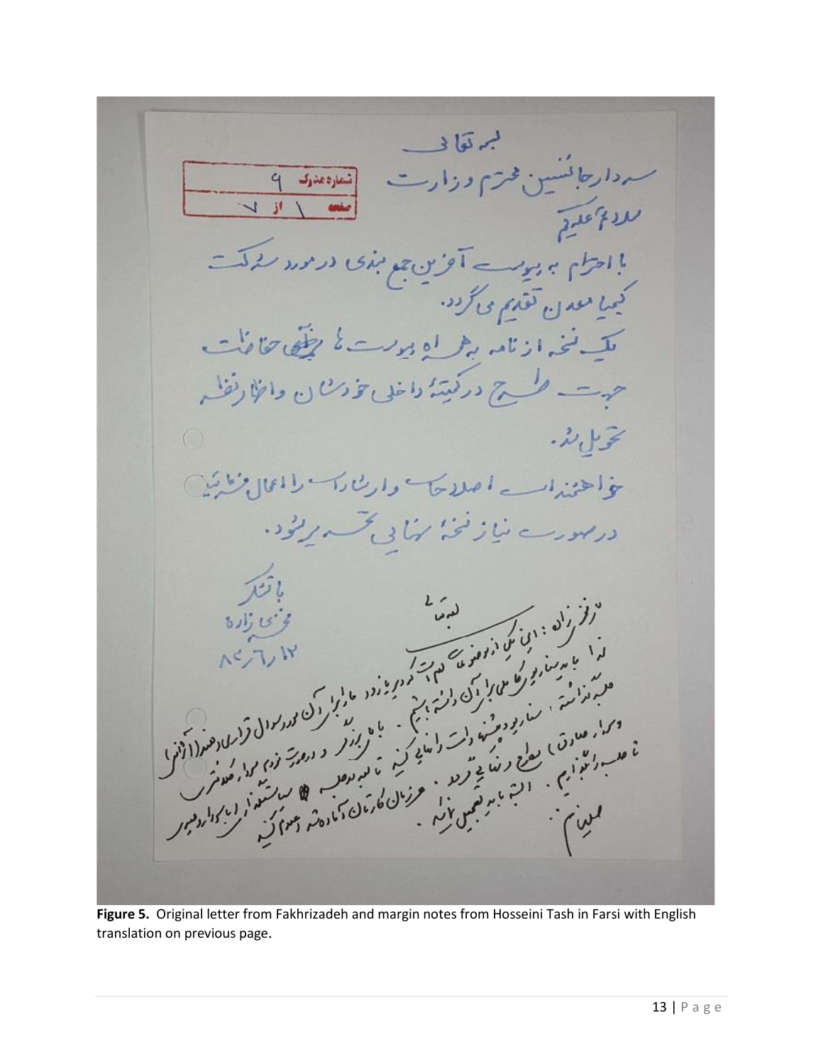شماره مدرک ۹
صفحه ۱ از ۷

بسمه تعالی

سردار جانشین محترم وزارت

سلام علیکم

با احترام به پیوست آخرین جمع بندی در مورد شرکت کیمیا معدن تقدیم می گردد.

یک نسخه از نامه به همراه پیوست ها به آقای حقانیان جهت طرح در کمیته داخلی خودشان و اظهار نظر تحویل شد.

خواهشمند است اصلاحات و ارشادات را اعمال فرمائید در صورت نیاز نسخه نهایی تحریر شود.

با تشکر

فخری زاده

۸۲/۶/۱۲

بسمه تعالی

دکتر فخری زاده: این یکی از موضوعات مهم است که در پرونده ما برای آن مورد سوال قرار می گیرد. لذا باید سناریو کاملی برای آن داشته باشیم. با رویکرد ... سناریو پیشنهادی را اصلاح کنید تا بعد در جلسه ... مدارک ... باید تکمیل شود. عزیزان کارشان ... آماده شده ...

حسینی

**Figure 5.** Original letter from Fakhrizadeh and margin notes from Hosseini Tash in Farsi with English translation on previous page.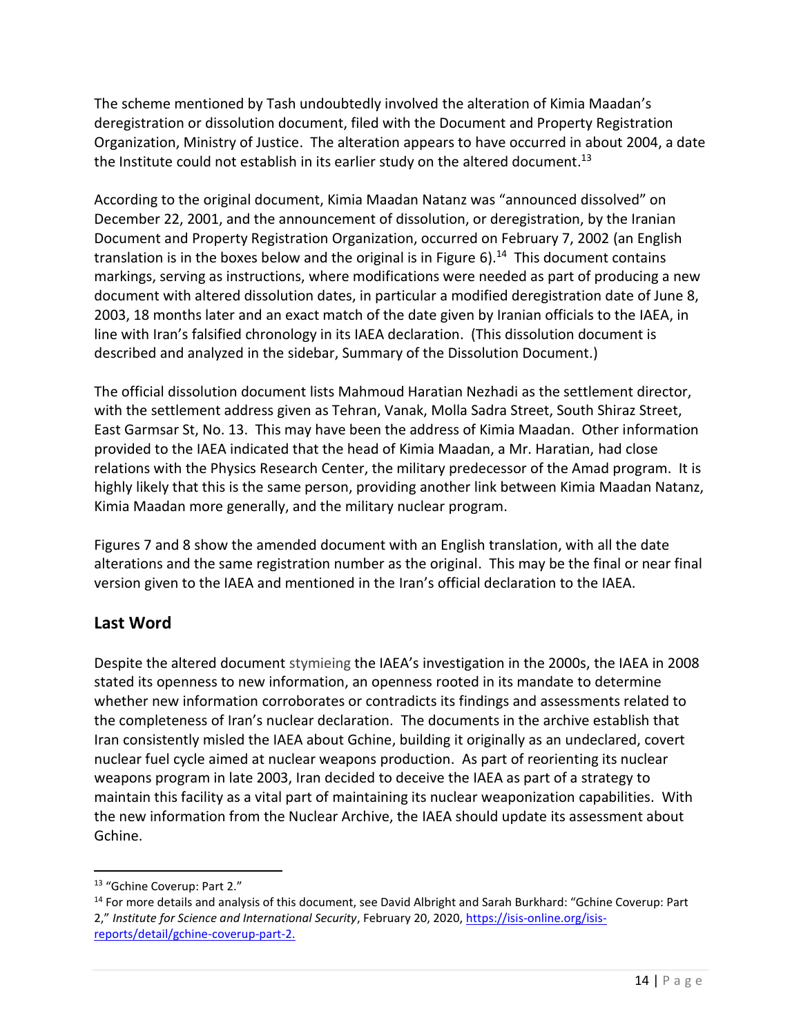The scheme mentioned by Tash undoubtedly involved the alteration of Kimia Maadan's deregistration or dissolution document, filed with the Document and Property Registration Organization, Ministry of Justice. The alteration appears to have occurred in about 2004, a date the Institute could not establish in its earlier study on the altered document.[13]

According to the original document, Kimia Maadan Natanz was "announced dissolved" on December 22, 2001, and the announcement of dissolution, or deregistration, by the Iranian Document and Property Registration Organization, occurred on February 7, 2002 (an English translation is in the boxes below and the original is in Figure 6).[14] This document contains markings, serving as instructions, where modifications were needed as part of producing a new document with altered dissolution dates, in particular a modified deregistration date of June 8, 2003, 18 months later and an exact match of the date given by Iranian officials to the IAEA, in line with Iran's falsified chronology in its IAEA declaration. (This dissolution document is described and analyzed in the sidebar, Summary of the Dissolution Document.)

The official dissolution document lists Mahmoud Haratian Nezhadi as the settlement director, with the settlement address given as Tehran, Vanak, Molla Sadra Street, South Shiraz Street, East Garmsar St, No. 13. This may have been the address of Kimia Maadan. Other information provided to the IAEA indicated that the head of Kimia Maadan, a Mr. Haratian, had close relations with the Physics Research Center, the military predecessor of the Amad program. It is highly likely that this is the same person, providing another link between Kimia Maadan Natanz, Kimia Maadan more generally, and the military nuclear program.

Figures 7 and 8 show the amended document with an English translation, with all the date alterations and the same registration number as the original. This may be the final or near final version given to the IAEA and mentioned in the Iran's official declaration to the IAEA.

## Last Word

Despite the altered document stymieing the IAEA's investigation in the 2000s, the IAEA in 2008 stated its openness to new information, an openness rooted in its mandate to determine whether new information corroborates or contradicts its findings and assessments related to the completeness of Iran's nuclear declaration. The documents in the archive establish that Iran consistently misled the IAEA about Gchine, building it originally as an undeclared, covert nuclear fuel cycle aimed at nuclear weapons production. As part of reorienting its nuclear weapons program in late 2003, Iran decided to deceive the IAEA as part of a strategy to maintain this facility as a vital part of maintaining its nuclear weaponization capabilities. With the new information from the Nuclear Archive, the IAEA should update its assessment about Gchine.

---

[13] "Gchine Coverup: Part 2."

[14] For more details and analysis of this document, see David Albright and Sarah Burkhard: "Gchine Coverup: Part 2," *Institute for Science and International Security*, February 20, 2020, https://isis-online.org/isis-reports/detail/gchine-coverup-part-2.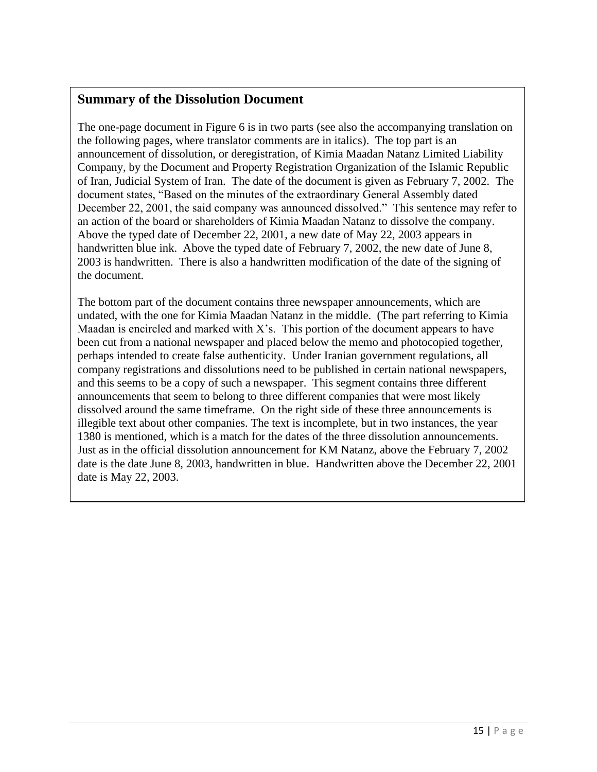## Summary of the Dissolution Document

The one-page document in Figure 6 is in two parts (see also the accompanying translation on the following pages, where translator comments are in italics). The top part is an announcement of dissolution, or deregistration, of Kimia Maadan Natanz Limited Liability Company, by the Document and Property Registration Organization of the Islamic Republic of Iran, Judicial System of Iran. The date of the document is given as February 7, 2002. The document states, "Based on the minutes of the extraordinary General Assembly dated December 22, 2001, the said company was announced dissolved." This sentence may refer to an action of the board or shareholders of Kimia Maadan Natanz to dissolve the company. Above the typed date of December 22, 2001, a new date of May 22, 2003 appears in handwritten blue ink. Above the typed date of February 7, 2002, the new date of June 8, 2003 is handwritten. There is also a handwritten modification of the date of the signing of the document.

The bottom part of the document contains three newspaper announcements, which are undated, with the one for Kimia Maadan Natanz in the middle. (The part referring to Kimia Maadan is encircled and marked with X's. This portion of the document appears to have been cut from a national newspaper and placed below the memo and photocopied together, perhaps intended to create false authenticity. Under Iranian government regulations, all company registrations and dissolutions need to be published in certain national newspapers, and this seems to be a copy of such a newspaper. This segment contains three different announcements that seem to belong to three different companies that were most likely dissolved around the same timeframe. On the right side of these three announcements is illegible text about other companies. The text is incomplete, but in two instances, the year 1380 is mentioned, which is a match for the dates of the three dissolution announcements. Just as in the official dissolution announcement for KM Natanz, above the February 7, 2002 date is the date June 8, 2003, handwritten in blue. Handwritten above the December 22, 2001 date is May 22, 2003.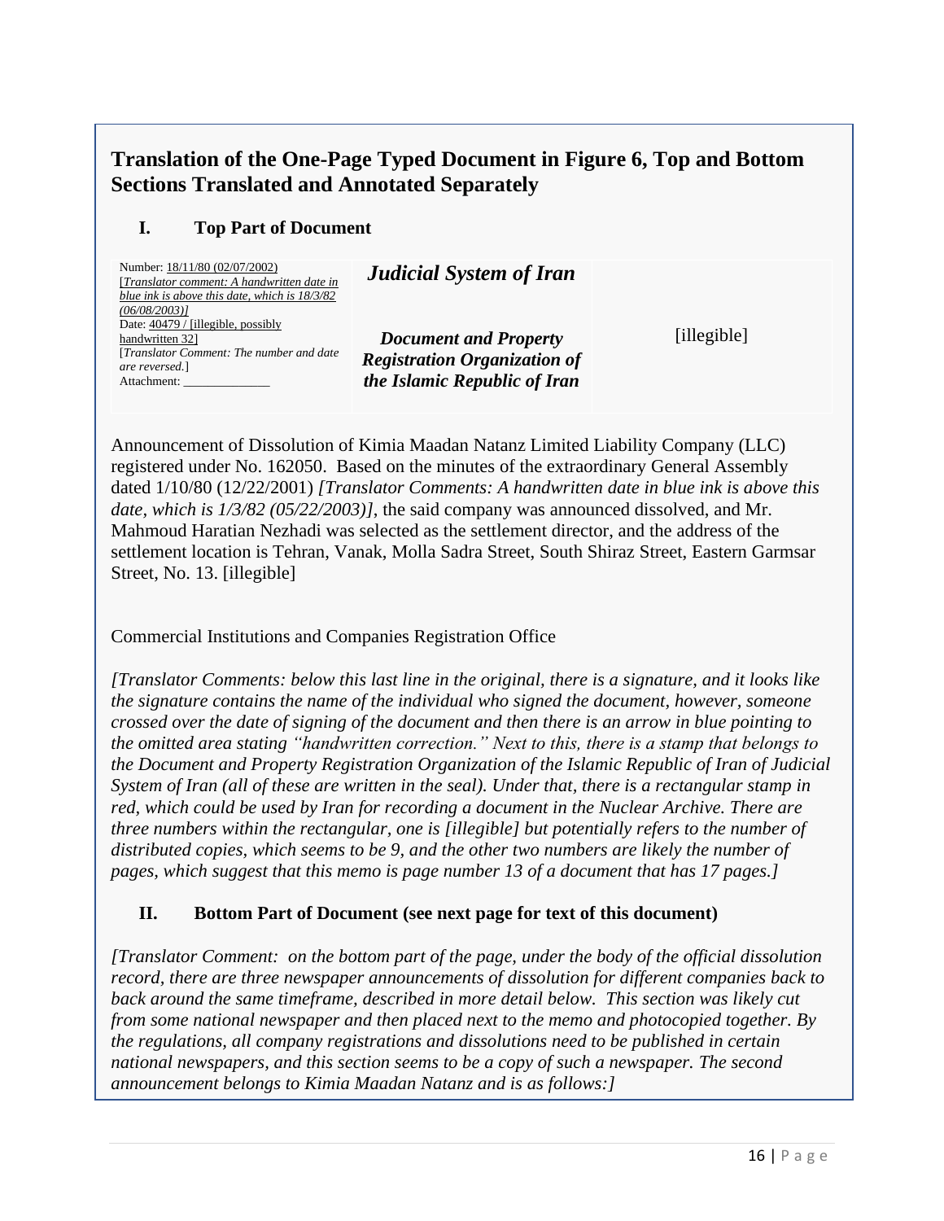## Translation of the One-Page Typed Document in Figure 6, Top and Bottom Sections Translated and Annotated Separately

### I. Top Part of Document

| Number: 18/11/80 (02/07/2002) [*Translator comment: A handwritten date in blue ink is above this date, which is 18/3/82 (06/08/2003)*] Date: 40479 / [illegible, possibly handwritten 32] [*Translator Comment: The number and date are reversed.*] Attachment: ______________ | ***Judicial System of Iran*** ***Document and Property Registration Organization of the Islamic Republic of Iran*** | [illegible] |
|---|---|---|

Announcement of Dissolution of Kimia Maadan Natanz Limited Liability Company (LLC) registered under No. 162050. Based on the minutes of the extraordinary General Assembly dated 1/10/80 (12/22/2001) *[Translator Comments: A handwritten date in blue ink is above this date, which is 1/3/82 (05/22/2003)]*, the said company was announced dissolved, and Mr. Mahmoud Haratian Nezhadi was selected as the settlement director, and the address of the settlement location is Tehran, Vanak, Molla Sadra Street, South Shiraz Street, Eastern Garmsar Street, No. 13. [illegible]

Commercial Institutions and Companies Registration Office

*[Translator Comments: below this last line in the original, there is a signature, and it looks like the signature contains the name of the individual who signed the document, however, someone crossed over the date of signing of the document and then there is an arrow in blue pointing to the omitted area stating "handwritten correction." Next to this, there is a stamp that belongs to the Document and Property Registration Organization of the Islamic Republic of Iran of Judicial System of Iran (all of these are written in the seal). Under that, there is a rectangular stamp in red, which could be used by Iran for recording a document in the Nuclear Archive. There are three numbers within the rectangular, one is [illegible] but potentially refers to the number of distributed copies, which seems to be 9, and the other two numbers are likely the number of pages, which suggest that this memo is page number 13 of a document that has 17 pages.]*

### II. Bottom Part of Document (see next page for text of this document)

*[Translator Comment: on the bottom part of the page, under the body of the official dissolution record, there are three newspaper announcements of dissolution for different companies back to back around the same timeframe, described in more detail below. This section was likely cut from some national newspaper and then placed next to the memo and photocopied together. By the regulations, all company registrations and dissolutions need to be published in certain national newspapers, and this section seems to be a copy of such a newspaper. The second announcement belongs to Kimia Maadan Natanz and is as follows:]*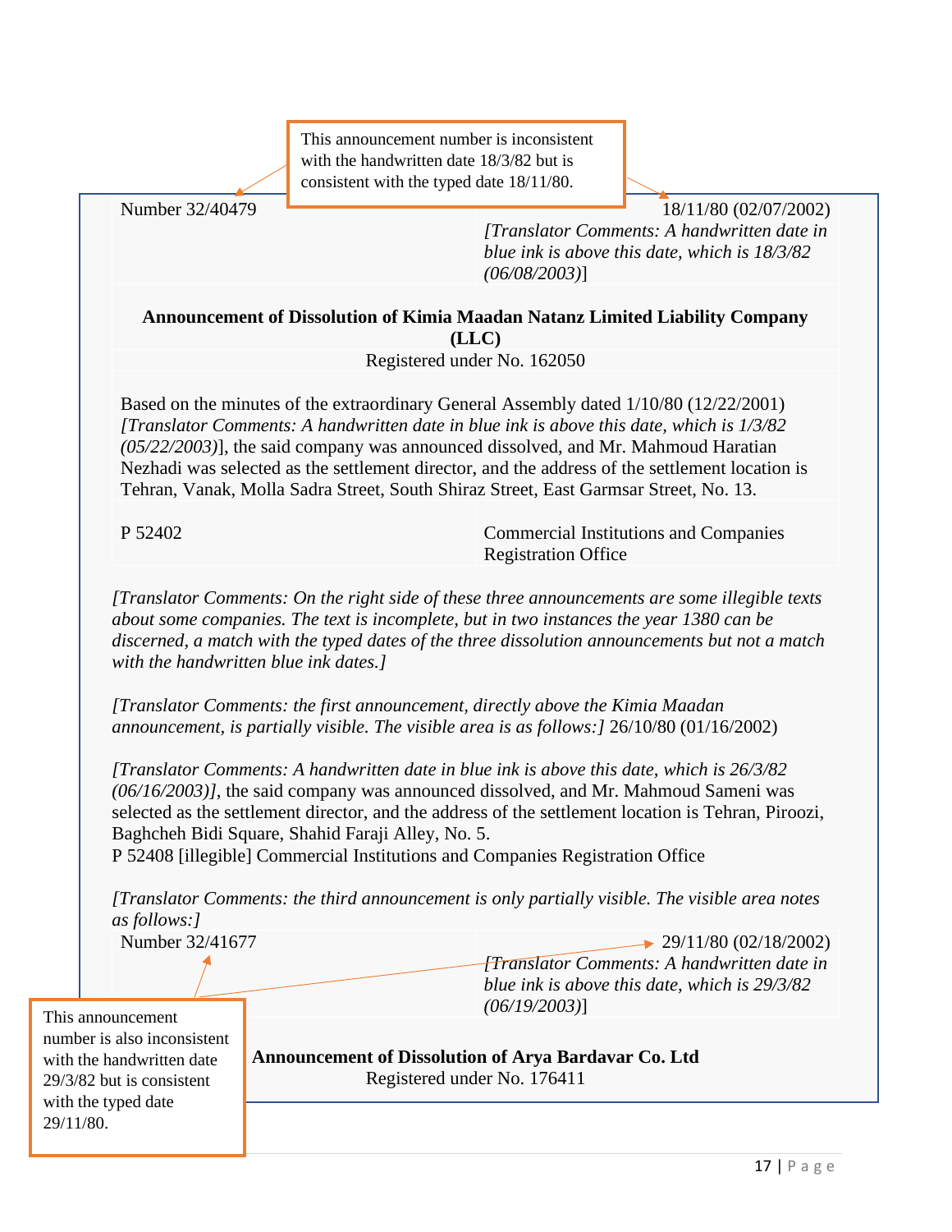This announcement number is inconsistent with the handwritten date 18/3/82 but is consistent with the typed date 18/11/80.

| Number 32/40479 | 18/11/80 (02/07/2002) *[Translator Comments: A handwritten date in blue ink is above this date, which is 18/3/82 (06/08/2003)]* |
|---|---|

**Announcement of Dissolution of Kimia Maadan Natanz Limited Liability Company (LLC)**

Registered under No. 162050

Based on the minutes of the extraordinary General Assembly dated 1/10/80 (12/22/2001) *[Translator Comments: A handwritten date in blue ink is above this date, which is 1/3/82 (05/22/2003)]*, the said company was announced dissolved, and Mr. Mahmoud Haratian Nezhadi was selected as the settlement director, and the address of the settlement location is Tehran, Vanak, Molla Sadra Street, South Shiraz Street, East Garmsar Street, No. 13.

| P 52402 | Commercial Institutions and Companies Registration Office |
|---|---|

*[Translator Comments: On the right side of these three announcements are some illegible texts about some companies. The text is incomplete, but in two instances the year 1380 can be discerned, a match with the typed dates of the three dissolution announcements but not a match with the handwritten blue ink dates.]*

*[Translator Comments: the first announcement, directly above the Kimia Maadan announcement, is partially visible. The visible area is as follows:]* 26/10/80 (01/16/2002)

*[Translator Comments: A handwritten date in blue ink is above this date, which is 26/3/82 (06/16/2003)]*, the said company was announced dissolved, and Mr. Mahmoud Sameni was selected as the settlement director, and the address of the settlement location is Tehran, Piroozi, Baghcheh Bidi Square, Shahid Faraji Alley, No. 5.

P 52408 [illegible] Commercial Institutions and Companies Registration Office

*[Translator Comments: the third announcement is only partially visible. The visible area notes as follows:]*

| Number 32/41677 | 29/11/80 (02/18/2002) *[Translator Comments: A handwritten date in blue ink is above this date, which is 29/3/82 (06/19/2003)]* |
|---|---|

This announcement number is also inconsistent with the handwritten date 29/3/82 but is consistent with the typed date 29/11/80.

**Announcement of Dissolution of Arya Bardavar Co. Ltd**

Registered under No. 176411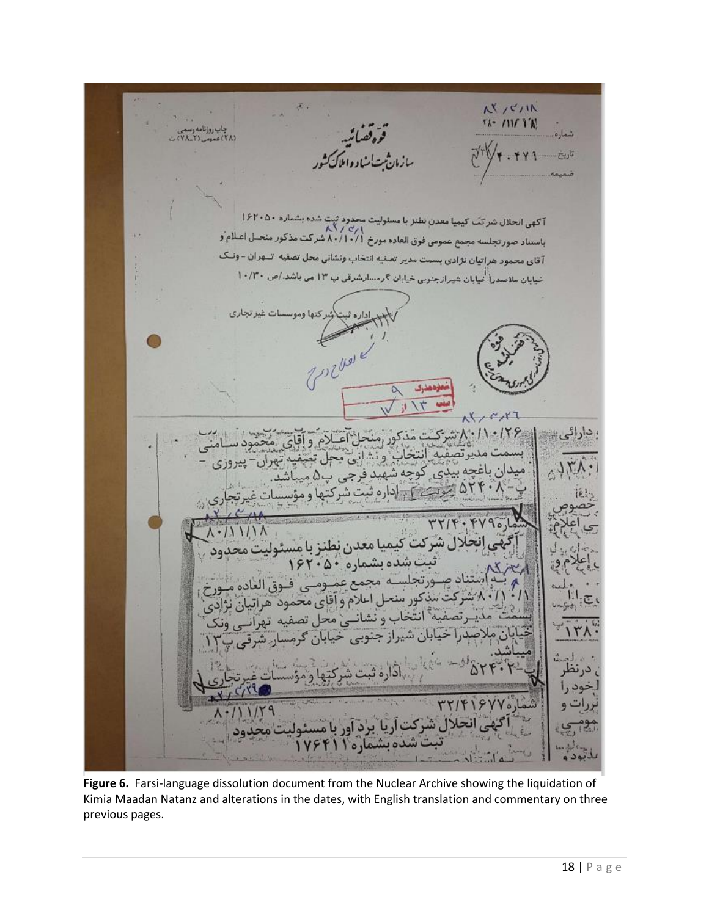چاپ روزنامه رسمی
(۲۸) عمومی (۲-۷۸) ت

قوه قضائیه
سازمان ثبت اسناد و املاک کشور

شماره ...
تاریخ ...
ضمیمه ...

آگهی انحلال شرکت کیمیا معدن نطنز با مسئولیت محدود ثبت شده بشماره ۱۶۲۰۵۰
باستناد صورتجلسه مجمع عمومی فوق العاده مورخ ۸۰/۱۰/۱ شرکت مذکور منحل اعلام و
آقای محمود هراتیان نژادی بسمت مدیر تصفیه انتخاب ونشانی محل تصفیه تهران - ونک
خیابان ملاصدرا خیابان شیراز جنوبی خیابان گرم...ارشرقی پ ۱۳ می باشد./ص ۱۰/۳۰

اداره ثبت شرکتها وموسسات غیر تجاری

شماره مدرک ۹
برگ ۱۳ از ۱۷

۸۰/۱۰/۲۶ شرکت مذکور منحل اعلام و آقای محمود سامنی
بسمت مدیرتصفیه انتخاب و نشانی محل تصفیه تهران- پیروزی -
میدان باغچه بیدی کوچه شهید فرجی پ۵ میباشد.
پ-۵۲۴۰۸ اداره ثبت شرکتها و مؤسسات غیرتجاری

شماره ۳۲/۴۰۴۷۹ ۸۰/۱۱/۱۸

آگهی انحلال شرکت کیمیا معدن نطنز با مسئولیت محدود
ثبت شده بشماره ۱۶۲۰۵۰
به استناد صورتجلسه مجمع عمومی فوق العاده مورخ
۸۰/۱۰/۱ شرکت مذکور منحل اعلام و آقای محمود هراتیان نژادی
بسمت مدیرتصفیه انتخاب و نشانی محل تصفیه تهرانی ونک
خیابان ملاصدرا خیابان شیراز جنوبی خیابان گرمسار شرقی پ۱۳
میباشد.
پ-۵۲۴۰۲ اداره ثبت شرکتها و مؤسسات غیرتجاری

شماره ۳۲/۴۱۶۷۷ ۸۰/۱۱/۲۹

آگهی انحلال شرکت آریا برد آور با مسئولیت محدود
ثبت شده بشماره ۱۷۶۴۱۱

**Figure 6.** Farsi-language dissolution document from the Nuclear Archive showing the liquidation of Kimia Maadan Natanz and alterations in the dates, with English translation and commentary on three previous pages.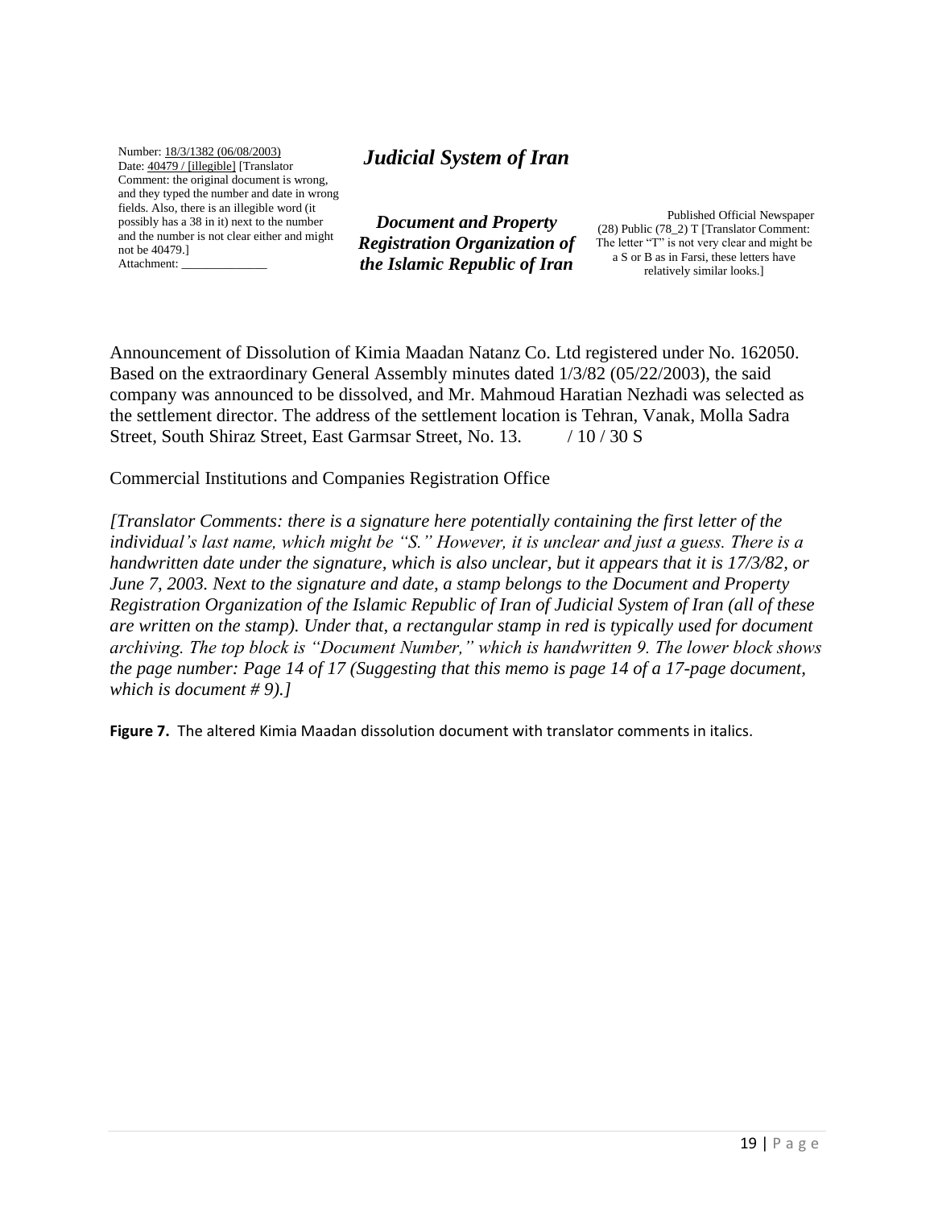Number: 18/3/1382 (06/08/2003)
Date: 40479 / [illegible] [Translator Comment: the original document is wrong, and they typed the number and date in wrong fields. Also, there is an illegible word (it possibly has a 38 in it) next to the number and the number is not clear either and might not be 40479.]
Attachment: ______________

***Judicial System of Iran***

***Document and Property Registration Organization of the Islamic Republic of Iran***

Published Official Newspaper (28) Public (78_2) T [Translator Comment: The letter "T" is not very clear and might be a S or B as in Farsi, these letters have relatively similar looks.]

Announcement of Dissolution of Kimia Maadan Natanz Co. Ltd registered under No. 162050. Based on the extraordinary General Assembly minutes dated 1/3/82 (05/22/2003), the said company was announced to be dissolved, and Mr. Mahmoud Haratian Nezhadi was selected as the settlement director. The address of the settlement location is Tehran, Vanak, Molla Sadra Street, South Shiraz Street, East Garmsar Street, No. 13. / 10 / 30 S

Commercial Institutions and Companies Registration Office

*[Translator Comments: there is a signature here potentially containing the first letter of the individual's last name, which might be "S." However, it is unclear and just a guess. There is a handwritten date under the signature, which is also unclear, but it appears that it is 17/3/82, or June 7, 2003. Next to the signature and date, a stamp belongs to the Document and Property Registration Organization of the Islamic Republic of Iran of Judicial System of Iran (all of these are written on the stamp). Under that, a rectangular stamp in red is typically used for document archiving. The top block is "Document Number," which is handwritten 9. The lower block shows the page number: Page 14 of 17 (Suggesting that this memo is page 14 of a 17-page document, which is document # 9).]*

**Figure 7.** The altered Kimia Maadan dissolution document with translator comments in italics.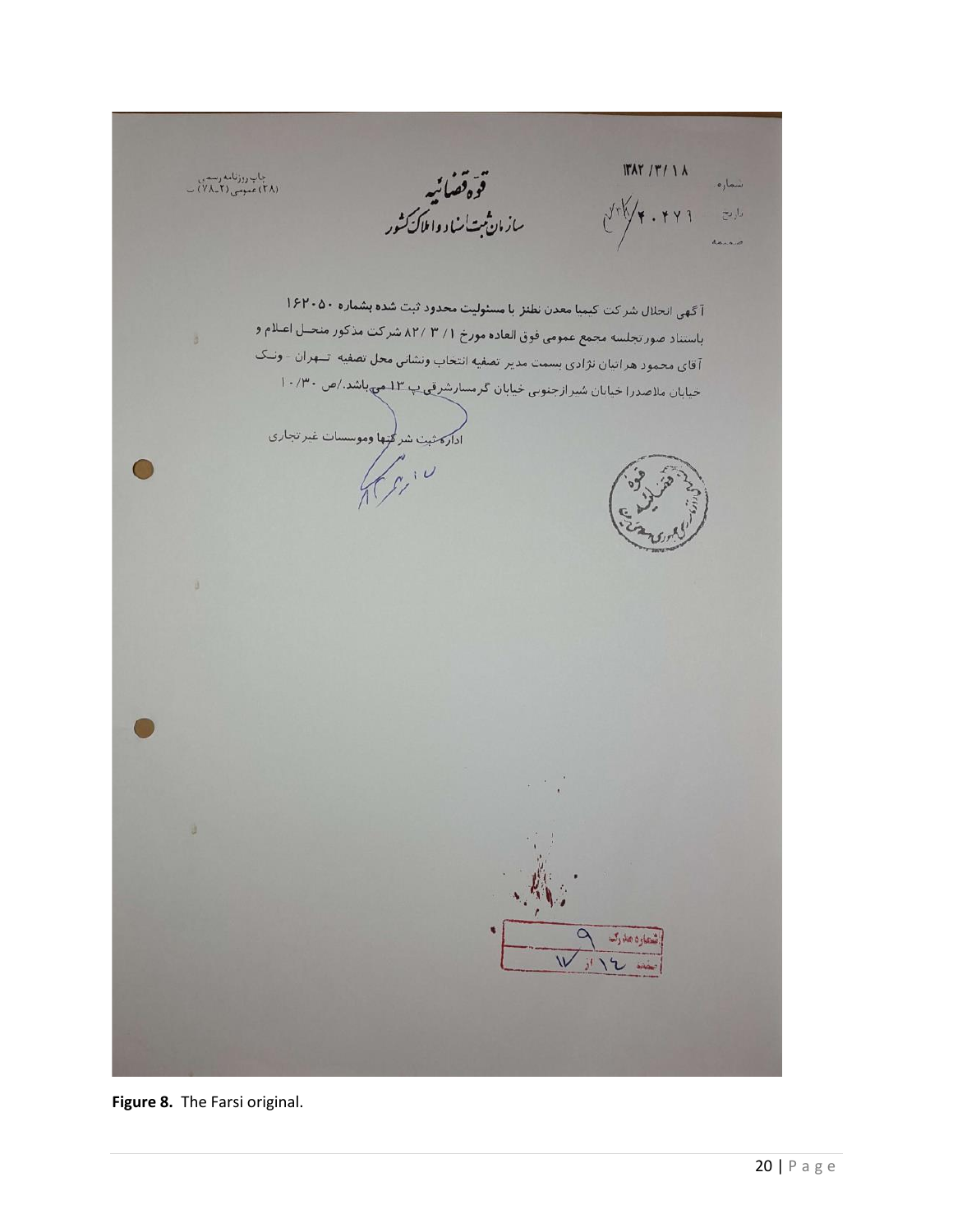چاپ روزنامه رسمی
(۲۸) عمومی (۲-۷۸) ب

قوه قضائیه
سازمان ثبت اسناد و املاک کشور

شماره ۱۳۸۲/۳/۱۸

تاریخ ۴۰۲۷۶

ضمیمه

آگهی انحلال شرکت کیمیا معدن نطنز با مسئولیت محدود ثبت شده بشماره ۱۶۲۰۵۰ باستناد صورتجلسه مجمع عمومی فوق العاده مورخ ۸۲/۳/۱ شرکت مذکور منحل اعلام و آقای محمود هراتیان نژادی بسمت مدیر تصفیه انتخاب ونشانی محل تصفیه تهران - ونک خیابان ملاصدرا خیابان شیرازجنوبی خیابان گرمسارشرقی پ ۱۳ می باشد./ص ۱۰/۳۰

اداره ثبت شرکتها وموسسات غیرتجاری

شماره مدارک ۹

صفحه ۱۲ از ۱۷

**Figure 8.** The Farsi original.